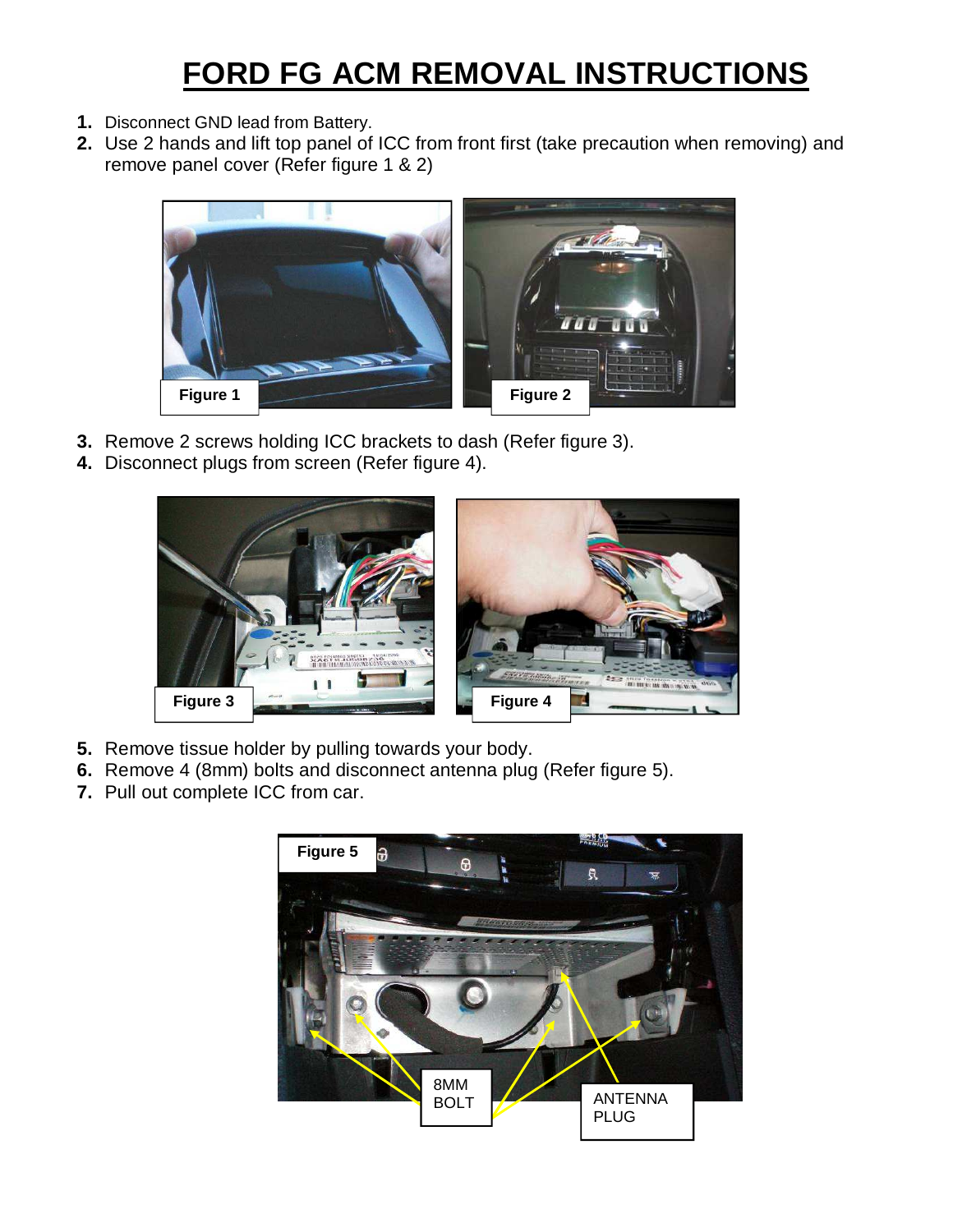# FORD FG ACM REMOVAL INSTRUCTIONS

1. Disconnect GND lead from Battery.
2. Use 2 hands and lift top panel of ICC from front first (take precaution when removing) and remove panel cover (Refer figure 1 & 2)

Figure 1

Figure 2

3. Remove 2 screws holding ICC brackets to dash (Refer figure 3).
4. Disconnect plugs from screen (Refer figure 4).

Figure 3

Figure 4

5. Remove tissue holder by pulling towards your body.
6. Remove 4 (8mm) bolts and disconnect antenna plug (Refer figure 5).
7. Pull out complete ICC from car.

Figure 5

8MM BOLT

ANTENNA PLUG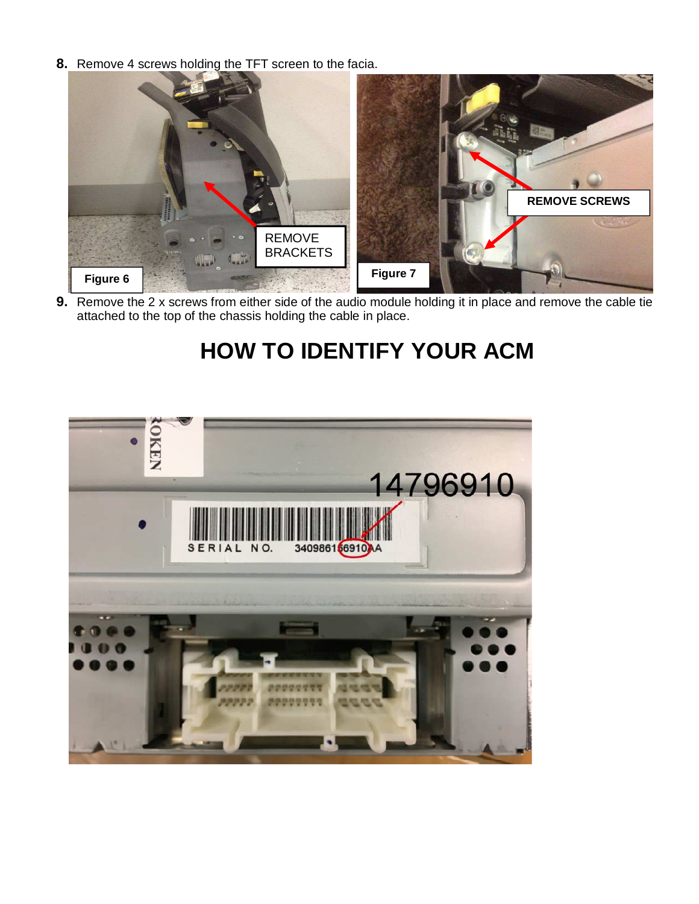8. Remove 4 screws holding the TFT screen to the facia.

REMOVE BRACKETS

Figure 6

REMOVE SCREWS

Figure 7

9. Remove the 2 x screws from either side of the audio module holding it in place and remove the cable tie attached to the top of the chassis holding the cable in place.

# HOW TO IDENTIFY YOUR ACM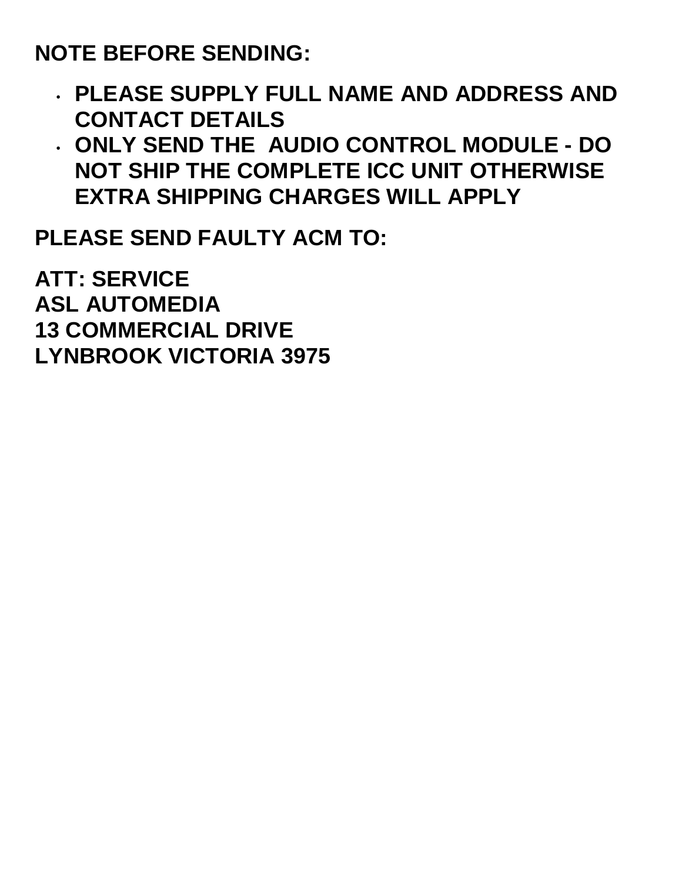**NOTE BEFORE SENDING:**

- **PLEASE SUPPLY FULL NAME AND ADDRESS AND CONTACT DETAILS**
- **ONLY SEND THE AUDIO CONTROL MODULE - DO NOT SHIP THE COMPLETE ICC UNIT OTHERWISE EXTRA SHIPPING CHARGES WILL APPLY**

**PLEASE SEND FAULTY ACM TO:**

**ATT: SERVICE**
**ASL AUTOMEDIA**
**13 COMMERCIAL DRIVE**
**LYNBROOK VICTORIA 3975**